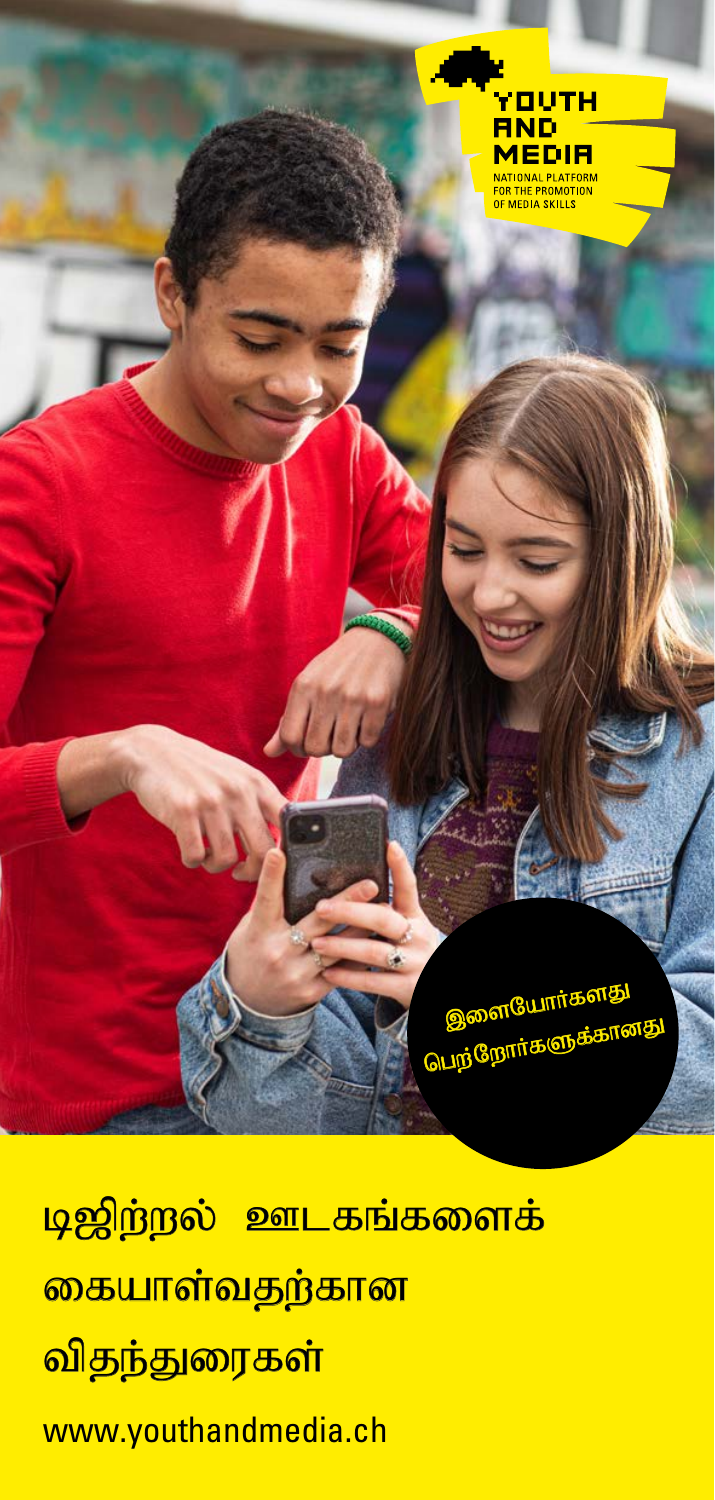YOUTH AND MEDIA

NATIONAL PLATFORM FOR THE PROMOTION OF MEDIA SKILLS

இளையோர்களது பெற்றோர்களுக்கானது

# டிஜிற்றல் ஊடகங்களைக் கையாள்வதற்கான விதந்துரைகள்

www.youthandmedia.ch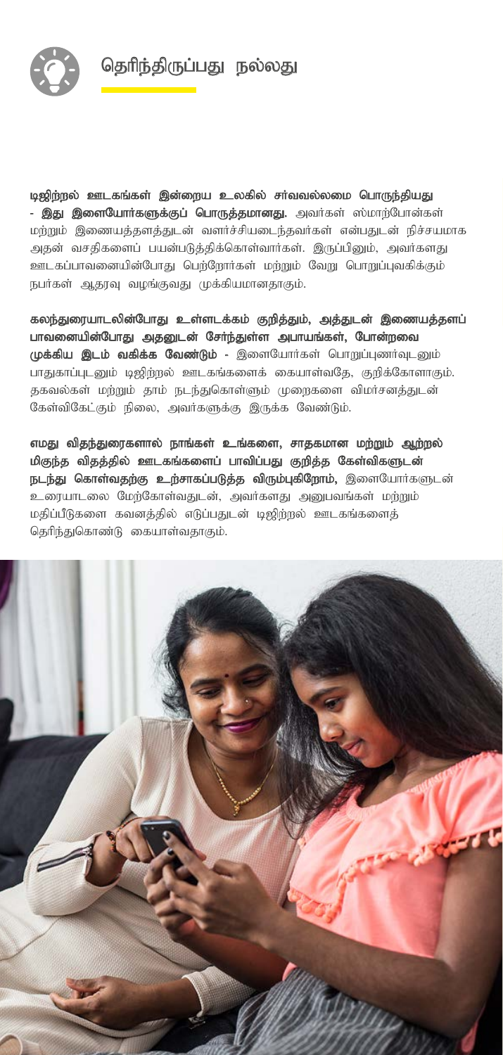## தெரிந்திருப்பது நல்லது

**டிஜிற்றல் ஊடகங்கள் இன்றைய உலகில் சர்வவல்லமை பொருந்தியது - இது இளையோர்களுக்குப் பொருத்தமானது.** அவர்கள் ஸ்மாற்போன்கள் மற்றும் இணையத்தளத்துடன் வளர்ச்சியடைந்தவர்கள் என்பதுடன் நிச்சயமாக அதன் வசதிகளைப் பயன்படுத்திக்கொள்வார்கள். இருப்பினும், அவர்களது ஊடகப்பாவனையின்போது பெற்றோர்கள் மற்றும் வேறு பொறுப்புவகிக்கும் நபர்கள் ஆதரவு வழங்குவது முக்கியமானதாகும்.

**கலந்துரையாடலின்போது உள்ளடக்கம் குறித்தும், அத்துடன் இணையத்தளப் பாவனையின்போது அதனுடன் சேர்ந்துள்ள அபாயங்கள், போன்றவை முக்கிய இடம் வகிக்க வேண்டும் -** இளையோர்கள் பொறுப்புணர்வுடனும் பாதுகாப்புடனும் டிஜிற்றல் ஊடகங்களைக் கையாள்வதே, குறிக்கோளாகும். தகவல்கள் மற்றும் தாம் நடந்துகொள்ளும் முறைகளை விமர்சனத்துடன் கேள்விகேட்கும் நிலை, அவர்களுக்கு இருக்க வேண்டும்.

**எமது விதந்துரைகளால் நாங்கள் உங்களை, சாதகமான மற்றும் ஆற்றல் மிகுந்த விதத்தில் ஊடகங்களைப் பாவிப்பது குறித்த கேள்விகளுடன் நடந்து கொள்வதற்கு உற்சாகப்படுத்த விரும்புகிறோம்,** இளையோர்களுடன் உரையாடலை மேற்கோள்வதுடன், அவர்களது அனுபவங்கள் மற்றும் மதிப்பீடுகளை கவனத்தில் எடுப்பதுடன் டிஜிற்றல் ஊடகங்களைத் தெரிந்துகொண்டு கையாள்வதாகும்.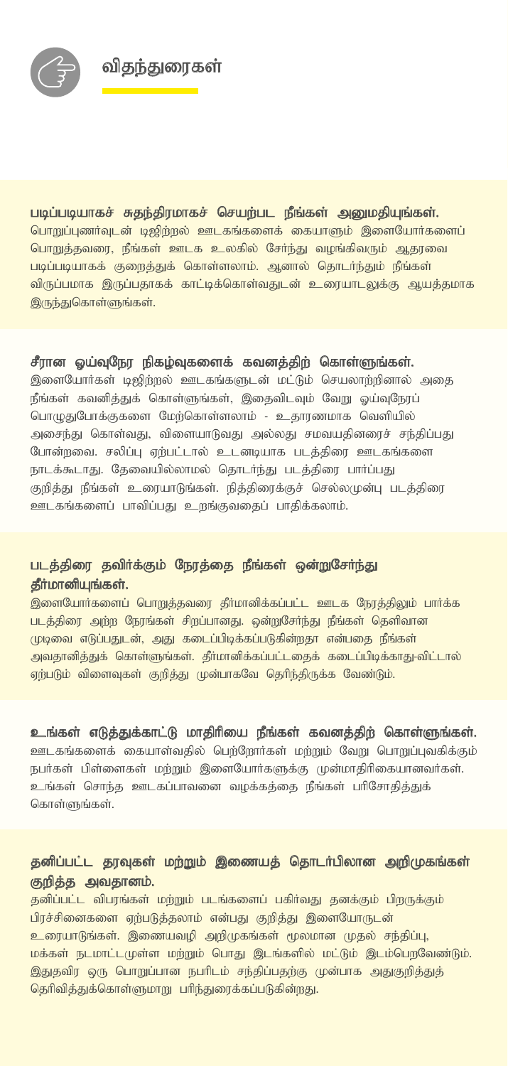## விதந்துரைகள்

**படிப்படியாகச் சுதந்திரமாகச் செயற்பட நீங்கள் அனுமதியுங்கள்.**
பொறுப்புணர்வுடன் டிஜிற்றல் ஊடகங்களைக் கையாளும் இளையோர்களைப் பொறுத்தவரை, நீங்கள் ஊடக உலகில் சேர்ந்து வழங்கிவரும் ஆதரவை படிப்படியாகக் குறைத்துக் கொள்ளலாம். ஆனால் தொடர்ந்தும் நீங்கள் விருப்பமாக இருப்பதாகக் காட்டிக்கொள்வதுடன் உரையாடலுக்கு ஆயத்தமாக இருந்துகொள்ளுங்கள்.

**சீரான ஓய்வுநேர நிகழ்வுகளைக் கவனத்திற் கொள்ளுங்கள்.**
இளையோர்கள் டிஜிற்றல் ஊடகங்களுடன் மட்டும் செயலாற்றினால் அதை நீங்கள் கவனித்துக் கொள்ளுங்கள், இதைவிடவும் வேறு ஓய்வுநேரப் பொழுதுபோக்குகளை மேற்கொள்ளலாம் - உதாரணமாக வெளியில் அசைந்து கொள்வது, விளையாடுவது அல்லது சமவயதினரைச் சந்திப்பது போன்றவை. சலிப்பு ஏற்பட்டால் உடனடியாக படத்திரை ஊடகங்களை நாடக்கூடாது. தேவையில்லாமல் தொடர்ந்து படத்திரை பார்ப்பது குறித்து நீங்கள் உரையாடுங்கள். நித்திரைக்குச் செல்லமுன்பு படத்திரை ஊடகங்களைப் பாவிப்பது உறங்குவதைப் பாதிக்கலாம்.

**படத்திரை தவிர்க்கும் நேரத்தை நீங்கள் ஒன்றுசேர்ந்து தீர்மானியுங்கள்.**
இளையோர்களைப் பொறுத்தவரை தீர்மானிக்கப்பட்ட ஊடக நேரத்திலும் பார்க்க படத்திரை அற்ற நேரங்கள் சிறப்பானது. ஒன்றுசேர்ந்து நீங்கள் தெளிவான முடிவை எடுப்பதுடன், அது கடைப்பிடிக்கப்படுகின்றதா என்பதை நீங்கள் அவதானித்துக் கொள்ளுங்கள். தீர்மானிக்கப்பட்டதைக் கடைப்பிடிக்காது-விட்டால் ஏற்படும் விளைவுகள் குறித்து முன்பாகவே தெரிந்திருக்க வேண்டும்.

**உங்கள் எடுத்துக்காட்டு மாதிரியை நீங்கள் கவனத்திற் கொள்ளுங்கள்.**
ஊடகங்களைக் கையாள்வதில் பெற்றோர்கள் மற்றும் வேறு பொறுப்புவகிக்கும் நபர்கள் பிள்ளைகள் மற்றும் இளையோர்களுக்கு முன்மாதிரிகையானவர்கள். உங்கள் சொந்த ஊடகப்பாவனை வழக்கத்தை நீங்கள் பரிசோதித்துக் கொள்ளுங்கள்.

**தனிப்பட்ட தரவுகள் மற்றும் இணையத் தொடர்பிலான அறிமுகங்கள் குறித்த அவதானம்.**
தனிப்பட்ட விபரங்கள் மற்றும் படங்களைப் பகிர்வது தனக்கும் பிறருக்கும் பிரச்சினைகளை ஏற்படுத்தலாம் என்பது குறித்து இளையோருடன் உரையாடுங்கள். இணையவழி அறிமுகங்கள் மூலமான முதல் சந்திப்பு, மக்கள் நடமாட்டமுள்ள மற்றும் பொது இடங்களில் மட்டும் இடம்பெறவேண்டும். இதுதவிர ஒரு பொறுப்பான நபரிடம் சந்திப்பதற்கு முன்பாக அதுகுறித்துத் தெரிவித்துக்கொள்ளுமாறு பரிந்துரைக்கப்படுகின்றது.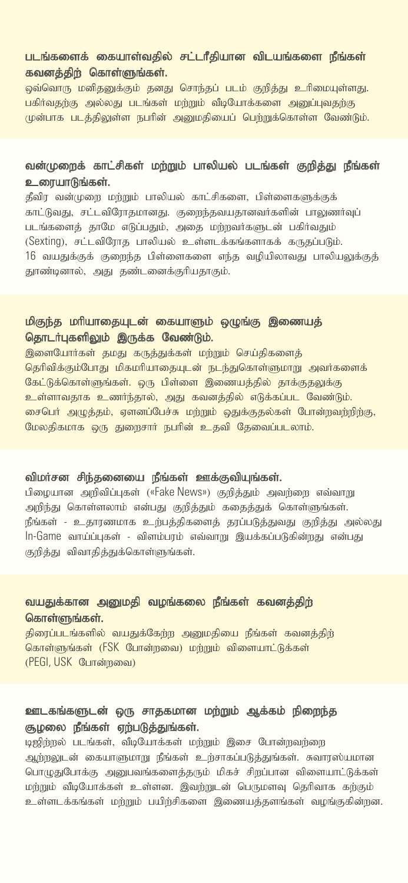### படங்களைக் கையாள்வதில் சட்டரீதியான விடயங்களை நீங்கள் கவனத்திற் கொள்ளுங்கள்.

ஒவ்வொரு மனிதனுக்கும் தனது சொந்தப் படம் குறித்து உரிமையுள்ளது. பகிர்வதற்கு அல்லது படங்கள் மற்றும் வீடியோக்களை அனுப்புவதற்கு முன்பாக படத்திலுள்ள நபரின் அனுமதியைப் பெற்றுக்கொள்ள வேண்டும்.

### வன்முறைக் காட்சிகள் மற்றும் பாலியல் படங்கள் குறித்து நீங்கள் உரையாடுங்கள்.

தீவிர வன்முறை மற்றும் பாலியல் காட்சிகளை, பிள்ளைகளுக்குக் காட்டுவது, சட்டவிரோதமானது. குறைந்தவயதானவர்களின் பாலுணர்வுப் படங்களைத் தாமே எடுப்பதும், அதை மற்றவர்களுடன் பகிர்வதும் (Sexting), சட்டவிரோத பாலியல் உள்ளடக்கங்களாகக் கருதப்படும். 16 வயதுக்குக் குறைந்த பிள்ளைகளை எந்த வழியிலாவது பாலியலுக்குத் தூண்டினால், அது தண்டனைக்குரியதாகும்.

### மிகுந்த மரியாதையுடன் கையாளும் ஒழுங்கு இணையத் தொடர்புகளிலும் இருக்க வேண்டும்.

இளையோர்கள் தமது கருத்துக்கள் மற்றும் செய்திகளைத் தெரிவிக்கும்போது மிகமரியாதையுடன் நடந்துகொள்ளுமாறு அவர்களைக் கேட்டுக்கொள்ளுங்கள். ஒரு பிள்ளை இணையத்தில் தாக்குதலுக்கு உள்ளாவதாக உணர்ந்தால், அது கவனத்தில் எடுக்கப்பட வேண்டும். சைபெர் அழுத்தம், ஏளனப்பேச்சு மற்றும் ஒதுக்குதல்கள் போன்றவற்றிற்கு, மேலதிகமாக ஒரு துறைசார் நபரின் உதவி தேவைப்படலாம்.

### விமர்சன சிந்தனையை நீங்கள் ஊக்குவியுங்கள்.

பிழையான அறிவிப்புகள் («Fake News») குறித்தும் அவற்றை எவ்வாறு அறிந்து கொள்ளலாம் என்பது குறித்தும் கதைத்துக் கொள்ளுங்கள். நீங்கள் - உதாரணமாக உற்பத்திகளைத் தரப்படுத்துவது குறித்து அல்லது In-Game வாய்ப்புகள் - விளம்பரம் எவ்வாறு இயக்கப்படுகின்றது என்பது குறித்து விவாதித்துக்கொள்ளுங்கள்.

### வயதுக்கான அனுமதி வழங்கலை நீங்கள் கவனத்திற் கொள்ளுங்கள்.

திரைப்படங்களில் வயதுக்கேற்ற அனுமதியை நீங்கள் கவனத்திற் கொள்ளுங்கள் (FSK போன்றவை) மற்றும் விளையாட்டுக்கள் (PEGI, USK போன்றவை)

### ஊடகங்களுடன் ஒரு சாதகமான மற்றும் ஆக்கம் நிறைந்த சூழலை நீங்கள் ஏற்படுத்துங்கள்.

டிஜிற்றல் படங்கள், வீடியோக்கள் மற்றும் இசை போன்றவற்றை ஆற்றலுடன் கையாளுமாறு நீங்கள் உற்சாகப்படுத்துங்கள். சுவாரஸ்யமான பொழுதுபோக்கு அனுபவங்களைத்தரும் மிகச் சிறப்பான விளையாட்டுக்கள் மற்றும் வீடியோக்கள் உள்ளன. இவற்றுடன் பெருமளவு தெரிவாக கற்கும் உள்ளடக்கங்கள் மற்றும் பயிற்சிகளை இணையத்தளங்கள் வழங்குகின்றன.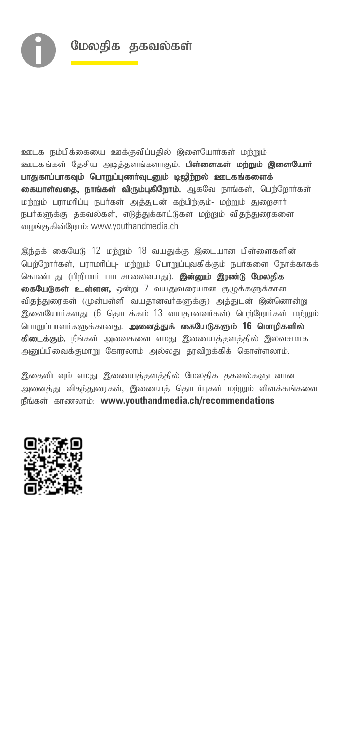## மேலதிக தகவல்கள்

ஊடக நம்பிக்கையை ஊக்குவிப்பதில் இளையோர்கள் மற்றும் ஊடகங்கள் தேசிய அடித்தளங்களாகும். **பிள்ளைகள் மற்றும் இளையோர் பாதுகாப்பாகவும் பொறுப்புணர்வுடனும் டிஜிற்றல் ஊடகங்களைக் கையாள்வதை, நாங்கள் விரும்புகிறோம்.** ஆகவே நாங்கள், பெற்றோர்கள் மற்றும் பராமரிப்பு நபர்கள் அத்துடன் கற்பிற்கும்- மற்றும் துறைசார் நபர்களுக்கு தகவல்கள், எடுத்துக்காட்டுகள் மற்றும் விதந்துரைகளை வழங்குகின்றோம்: www.youthandmedia.ch

இந்தக் கையேடு 12 மற்றும் 18 வயதுக்கு இடையான பிள்ளைகளின் பெற்றோர்கள், பராமரிப்பு- மற்றும் பொறுப்புவகிக்கும் நபர்களை நோக்காகக் கொண்டது (பிறிமார் பாடசாலைவயது). **இன்னும் இரண்டு மேலதிக கையேடுகள் உள்ளன,** ஒன்று 7 வயதுவரையான குழுக்களுக்கான விதந்துரைகள் (முன்பள்ளி வயதானவர்களுக்கு) அத்துடன் இன்னொன்று இளையோர்களது (6 தொடக்கம் 13 வயதானவர்கள்) பெற்றோர்கள் மற்றும் பொறுப்பாளர்களுக்கானது. **அனைத்துக் கையேடுகளும் 16 மொழிகளில் கிடைக்கும்.** நீங்கள் அவைகளை எமது இணையத்தளத்தில் இலவசமாக அனுப்பிவைக்குமாறு கோரலாம் அல்லது தரவிறக்கிக் கொள்ளலாம்.

இதைவிடவும் எமது இணையத்தளத்தில் மேலதிக தகவல்களுடனான அனைத்து விதந்துரைகள், இணையத் தொடர்புகள் மற்றும் விளக்கங்களை நீங்கள் காணலாம்: **www.youthandmedia.ch/recommendations**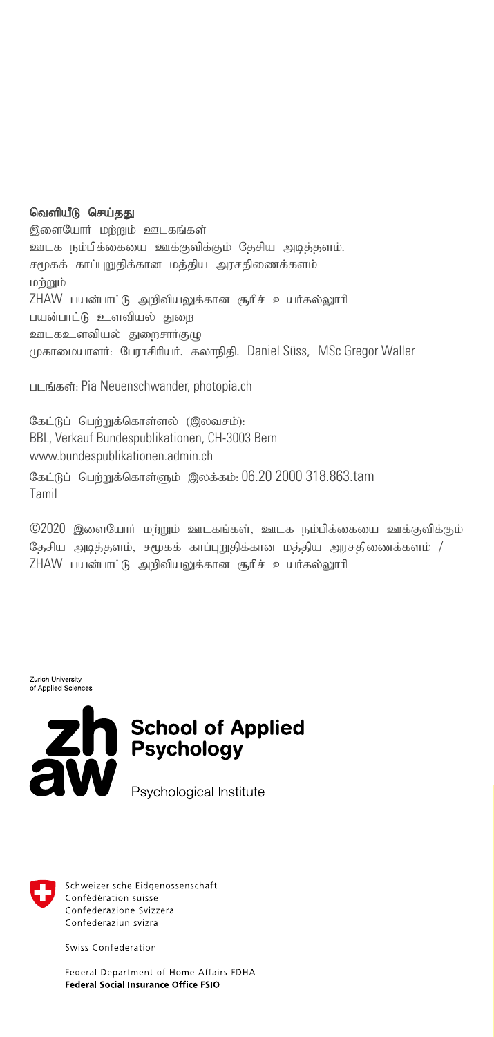**வெளியீடு செய்தது**

இளையோர் மற்றும் ஊடகங்கள்
ஊடக நம்பிக்கையை ஊக்குவிக்கும் தேசிய அடித்தளம்.
சமூகக் காப்புறுதிக்கான மத்திய அரசதிணைக்களம்
மற்றும்
ZHAW பயன்பாட்டு அறிவியலுக்கான சூரிச் உயர்கல்லூரி
பயன்பாட்டு உளவியல் துறை
ஊடகஉளவியல் துறைசார்குழு
முகாமையாளர்: பேராசிரியர். கலாநிதி. Daniel Süss, MSc Gregor Waller

படங்கள்: Pia Neuenschwander, photopia.ch

கேட்டுப் பெற்றுக்கொள்ளல் (இலவசம்):
BBL, Verkauf Bundespublikationen, CH-3003 Bern
www.bundespublikationen.admin.ch
கேட்டுப் பெற்றுக்கொள்ளும் இலக்கம்: 06.20 2000 318.863.tam
Tamil

©2020 இளையோர் மற்றும் ஊடகங்கள், ஊடக நம்பிக்கையை ஊக்குவிக்கும் தேசிய அடித்தளம், சமூகக் காப்புறுதிக்கான மத்திய அரசதிணைக்களம் / ZHAW பயன்பாட்டு அறிவியலுக்கான சூரிச் உயர்கல்லூரி

Zurich University
of Applied Sciences

zh
aw

**School of Applied Psychology**

Psychological Institute

Schweizerische Eidgenossenschaft
Confédération suisse
Confederazione Svizzera
Confederaziun svizra

Swiss Confederation

Federal Department of Home Affairs FDHA
**Federal Social Insurance Office FSIO**